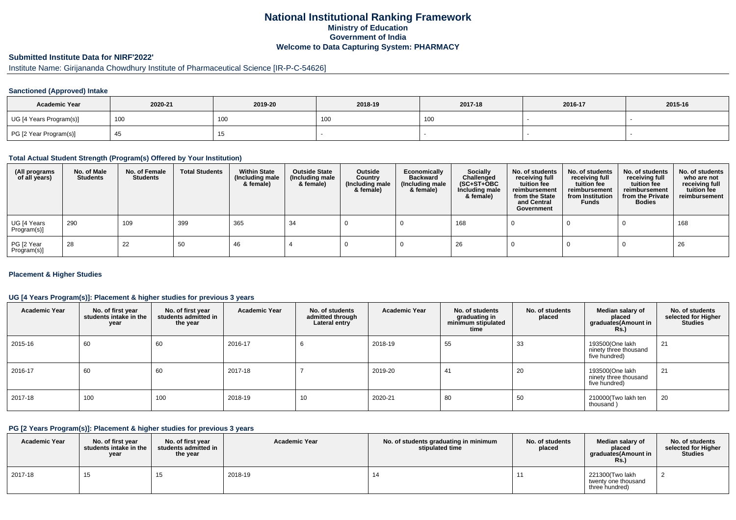# National Institutional Ranking Framework
## Ministry of Education
## Government of India
## Welcome to Data Capturing System: PHARMACY

### Submitted Institute Data for NIRF'2022'

Institute Name: Girijananda Chowdhury Institute of Pharmaceutical Science [IR-P-C-54626]

#### Sanctioned (Approved) Intake

| Academic Year | 2020-21 | 2019-20 | 2018-19 | 2017-18 | 2016-17 | 2015-16 |
|---|---|---|---|---|---|---|
| UG [4 Years Program(s)] | 100 | 100 | 100 | 100 | - | - |
| PG [2 Year Program(s)] | 45 | 15 | - | - | - | - |

#### Total Actual Student Strength (Program(s) Offered by Your Institution)

| (All programs of all years) | No. of Male Students | No. of Female Students | Total Students | Within State (Including male & female) | Outside State (Including male & female) | Outside Country (Including male & female) | Economically Backward (Including male & female) | Socially Challenged (SC+ST+OBC Including male & female) | No. of students receiving full tuition fee reimbursement from the State and Central Government | No. of students receiving full tuition fee reimbursement from Institution Funds | No. of students receiving full tuition fee reimbursement from the Private Bodies | No. of students who are not receiving full tuition fee reimbursement |
|---|---|---|---|---|---|---|---|---|---|---|---|---|
| UG [4 Years Program(s)] | 290 | 109 | 399 | 365 | 34 | 0 | 0 | 168 | 0 | 0 | 0 | 168 |
| PG [2 Year Program(s)] | 28 | 22 | 50 | 46 | 4 | 0 | 0 | 26 | 0 | 0 | 0 | 26 |

#### Placement & Higher Studies

#### UG [4 Years Program(s)]: Placement & higher studies for previous 3 years

| Academic Year | No. of first year students intake in the year | No. of first year students admitted in the year | Academic Year | No. of students admitted through Lateral entry | Academic Year | No. of students graduating in minimum stipulated time | No. of students placed | Median salary of placed graduates(Amount in Rs.) | No. of students selected for Higher Studies |
|---|---|---|---|---|---|---|---|---|---|
| 2015-16 | 60 | 60 | 2016-17 | 6 | 2018-19 | 55 | 33 | 193500(One lakh ninety three thousand five hundred) | 21 |
| 2016-17 | 60 | 60 | 2017-18 | 7 | 2019-20 | 41 | 20 | 193500(One lakh ninety three thousand five hundred) | 21 |
| 2017-18 | 100 | 100 | 2018-19 | 10 | 2020-21 | 80 | 50 | 210000(Two lakh ten thousand ) | 20 |

#### PG [2 Years Program(s)]: Placement & higher studies for previous 3 years

| Academic Year | No. of first year students intake in the year | No. of first year students admitted in the year | Academic Year | No. of students graduating in minimum stipulated time | No. of students placed | Median salary of placed graduates(Amount in Rs.) | No. of students selected for Higher Studies |
|---|---|---|---|---|---|---|---|
| 2017-18 | 15 | 15 | 2018-19 | 14 | 11 | 221300(Two lakh twenty one thousand three hundred) | 2 |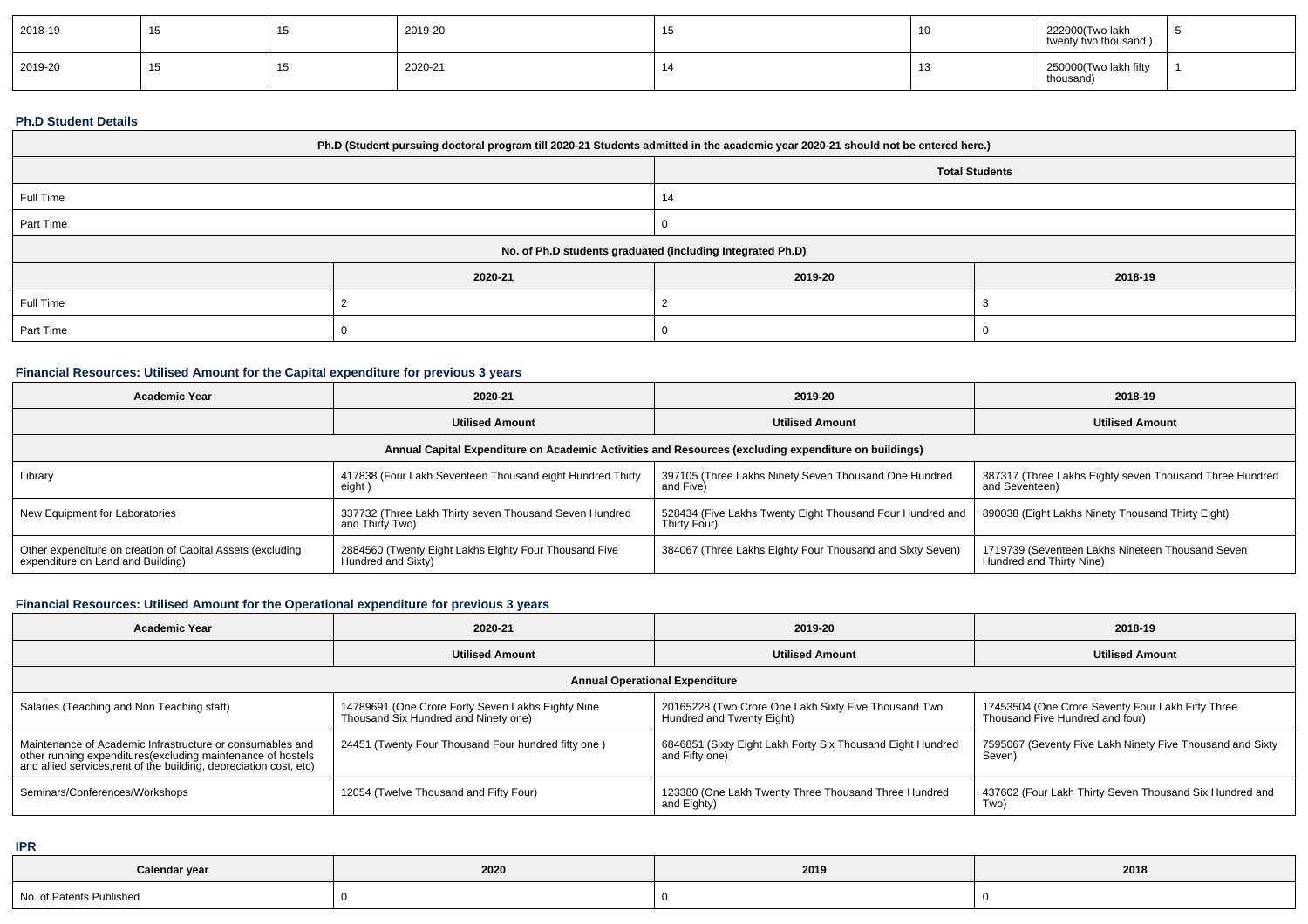| 2018-19 | 15 | 15 | 2019-20 | 15 | 10 | 222000(Two lakh twenty two thousand ) | 5 |
|---|---|---|---|---|---|---|---|
| 2019-20 | 15 | 15 | 2020-21 | 14 | 13 | 250000(Two lakh fifty thousand) | 1 |

### Ph.D Student Details

| Ph.D (Student pursuing doctoral program till 2020-21 Students admitted in the academic year 2020-21 should not be entered here.) | | | |
|---|---|---|---|
| | | Total Students | |
| Full Time | | 14 | |
| Part Time | | 0 | |
| No. of Ph.D students graduated (including Integrated Ph.D) | | | |
| | 2020-21 | 2019-20 | 2018-19 |
| Full Time | 2 | 2 | 3 |
| Part Time | 0 | 0 | 0 |

### Financial Resources: Utilised Amount for the Capital expenditure for previous 3 years

| Academic Year | 2020-21 | 2019-20 | 2018-19 |
|---|---|---|---|
| | Utilised Amount | Utilised Amount | Utilised Amount |
| Annual Capital Expenditure on Academic Activities and Resources (excluding expenditure on buildings) | | | |
| Library | 417838 (Four Lakh Seventeen Thousand eight Hundred Thirty eight ) | 397105 (Three Lakhs Ninety Seven Thousand One Hundred and Five) | 387317 (Three Lakhs Eighty seven Thousand Three Hundred and Seventeen) |
| New Equipment for Laboratories | 337732 (Three Lakh Thirty seven Thousand Seven Hundred and Thirty Two) | 528434 (Five Lakhs Twenty Eight Thousand Four Hundred and Thirty Four) | 890038 (Eight Lakhs Ninety Thousand Thirty Eight) |
| Other expenditure on creation of Capital Assets (excluding expenditure on Land and Building) | 2884560 (Twenty Eight Lakhs Eighty Four Thousand Five Hundred and Sixty) | 384067 (Three Lakhs Eighty Four Thousand and Sixty Seven) | 1719739 (Seventeen Lakhs Nineteen Thousand Seven Hundred and Thirty Nine) |

### Financial Resources: Utilised Amount for the Operational expenditure for previous 3 years

| Academic Year | 2020-21 | 2019-20 | 2018-19 |
|---|---|---|---|
| | Utilised Amount | Utilised Amount | Utilised Amount |
| Annual Operational Expenditure | | | |
| Salaries (Teaching and Non Teaching staff) | 14789691 (One Crore Forty Seven Lakhs Eighty Nine Thousand Six Hundred and Ninety one) | 20165228 (Two Crore One Lakh Sixty Five Thousand Two Hundred and Twenty Eight) | 17453504 (One Crore Seventy Four Lakh Fifty Three Thousand Five Hundred and four) |
| Maintenance of Academic Infrastructure or consumables and other running expenditures(excluding maintenance of hostels and allied services,rent of the building, depreciation cost, etc) | 24451 (Twenty Four Thousand Four hundred fifty one ) | 6846851 (Sixty Eight Lakh Forty Six Thousand Eight Hundred and Fifty one) | 7595067 (Seventy Five Lakh Ninety Five Thousand and Sixty Seven) |
| Seminars/Conferences/Workshops | 12054 (Twelve Thousand and Fifty Four) | 123380 (One Lakh Twenty Three Thousand Three Hundred and Eighty) | 437602 (Four Lakh Thirty Seven Thousand Six Hundred and Two) |

### IPR

| Calendar year | 2020 | 2019 | 2018 |
|---|---|---|---|
| No. of Patents Published | 0 | 0 | 0 |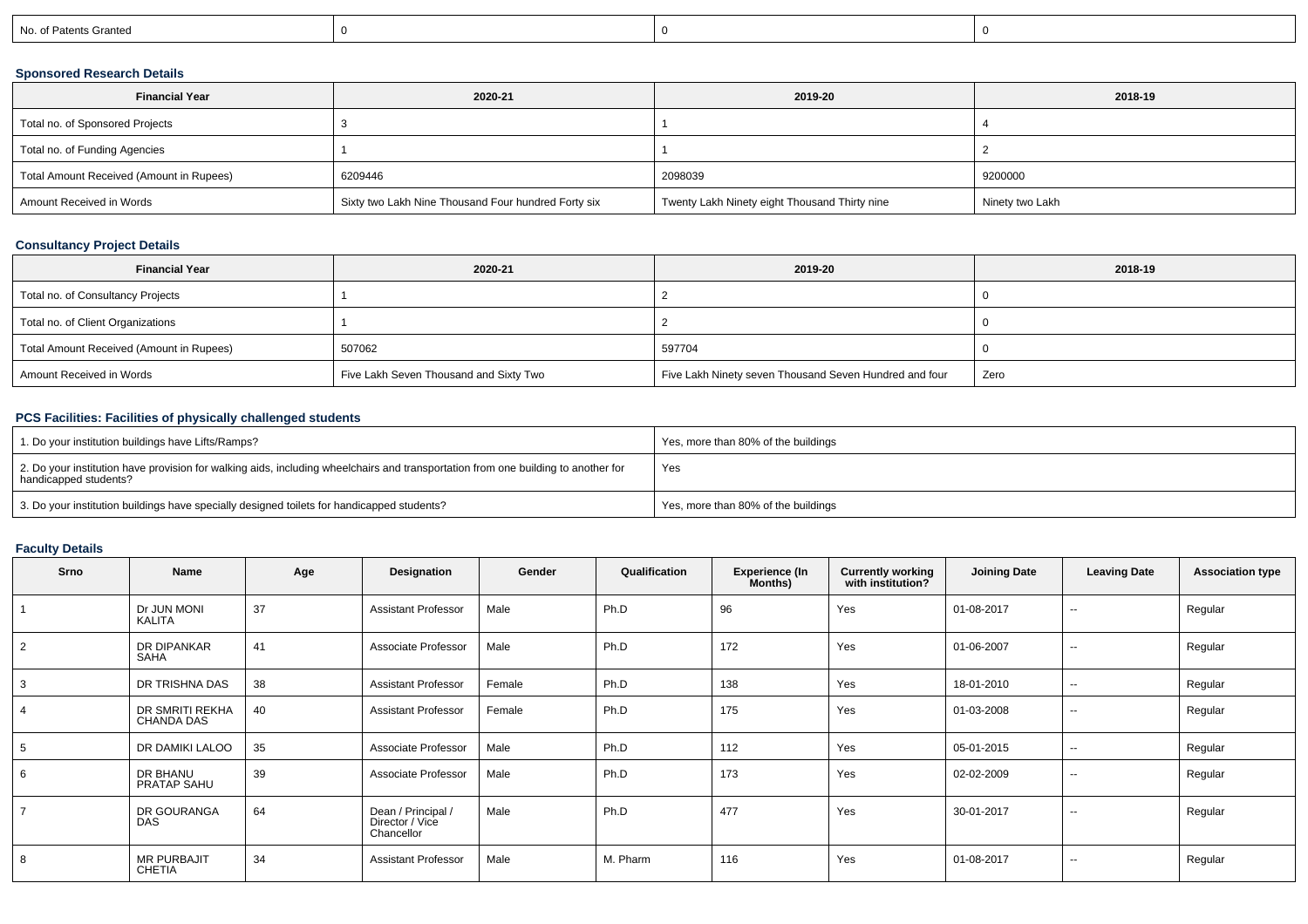| No. of Patents Granted | 0 | 0 | 0 |
|---|---|---|---|

### Sponsored Research Details

| Financial Year | 2020-21 | 2019-20 | 2018-19 |
|---|---|---|---|
| Total no. of Sponsored Projects | 3 | 1 | 4 |
| Total no. of Funding Agencies | 1 | 1 | 2 |
| Total Amount Received (Amount in Rupees) | 6209446 | 2098039 | 9200000 |
| Amount Received in Words | Sixty two Lakh Nine Thousand Four hundred Forty six | Twenty Lakh Ninety eight Thousand Thirty nine | Ninety two Lakh |

### Consultancy Project Details

| Financial Year | 2020-21 | 2019-20 | 2018-19 |
|---|---|---|---|
| Total no. of Consultancy Projects | 1 | 2 | 0 |
| Total no. of Client Organizations | 1 | 2 | 0 |
| Total Amount Received (Amount in Rupees) | 507062 | 597704 | 0 |
| Amount Received in Words | Five Lakh Seven Thousand and Sixty Two | Five Lakh Ninety seven Thousand Seven Hundred and four | Zero |

### PCS Facilities: Facilities of physically challenged students

| 1. Do your institution buildings have Lifts/Ramps? | Yes, more than 80% of the buildings |
|---|---|
| 2. Do your institution have provision for walking aids, including wheelchairs and transportation from one building to another for handicapped students? | Yes |
| 3. Do your institution buildings have specially designed toilets for handicapped students? | Yes, more than 80% of the buildings |

### Faculty Details

| Srno | Name | Age | Designation | Gender | Qualification | Experience (In Months) | Currently working with institution? | Joining Date | Leaving Date | Association type |
|---|---|---|---|---|---|---|---|---|---|---|
| 1 | Dr JUN MONI KALITA | 37 | Assistant Professor | Male | Ph.D | 96 | Yes | 01-08-2017 | -- | Regular |
| 2 | DR DIPANKAR SAHA | 41 | Associate Professor | Male | Ph.D | 172 | Yes | 01-06-2007 | -- | Regular |
| 3 | DR TRISHNA DAS | 38 | Assistant Professor | Female | Ph.D | 138 | Yes | 18-01-2010 | -- | Regular |
| 4 | DR SMRITI REKHA CHANDA DAS | 40 | Assistant Professor | Female | Ph.D | 175 | Yes | 01-03-2008 | -- | Regular |
| 5 | DR DAMIKI LALOO | 35 | Associate Professor | Male | Ph.D | 112 | Yes | 05-01-2015 | -- | Regular |
| 6 | DR BHANU PRATAP SAHU | 39 | Associate Professor | Male | Ph.D | 173 | Yes | 02-02-2009 | -- | Regular |
| 7 | DR GOURANGA DAS | 64 | Dean / Principal / Director / Vice Chancellor | Male | Ph.D | 477 | Yes | 30-01-2017 | -- | Regular |
| 8 | MR PURBAJIT CHETIA | 34 | Assistant Professor | Male | M. Pharm | 116 | Yes | 01-08-2017 | -- | Regular |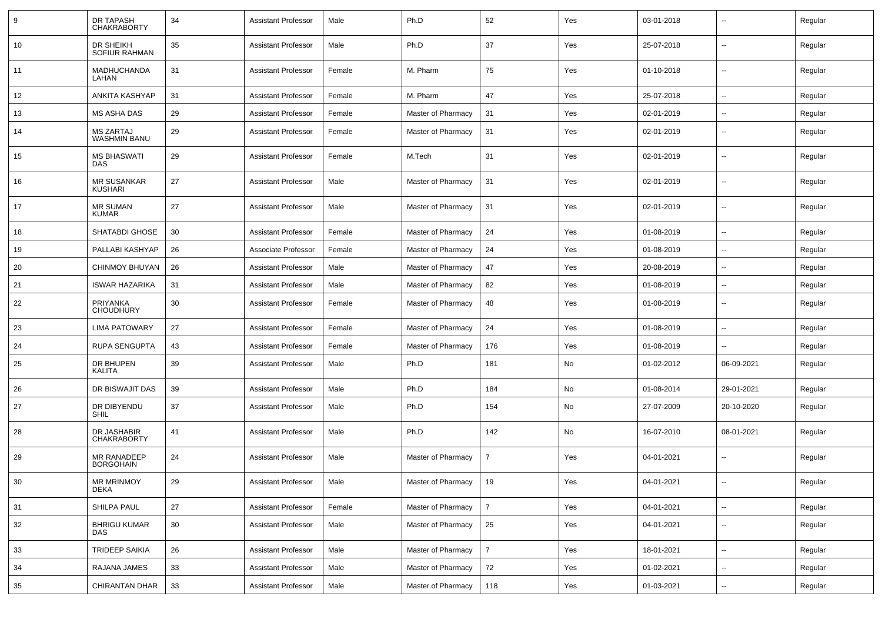| 9 | DR TAPASH CHAKRABORTY | 34 | Assistant Professor | Male | Ph.D | 52 | Yes | 03-01-2018 | -- | Regular |
|---|---|---|---|---|---|---|---|---|---|---|
| 10 | DR SHEIKH SOFIUR RAHMAN | 35 | Assistant Professor | Male | Ph.D | 37 | Yes | 25-07-2018 | -- | Regular |
| 11 | MADHUCHANDA LAHAN | 31 | Assistant Professor | Female | M. Pharm | 75 | Yes | 01-10-2018 | -- | Regular |
| 12 | ANKITA KASHYAP | 31 | Assistant Professor | Female | M. Pharm | 47 | Yes | 25-07-2018 | -- | Regular |
| 13 | MS ASHA DAS | 29 | Assistant Professor | Female | Master of Pharmacy | 31 | Yes | 02-01-2019 | -- | Regular |
| 14 | MS ZARTAJ WASHMIN BANU | 29 | Assistant Professor | Female | Master of Pharmacy | 31 | Yes | 02-01-2019 | -- | Regular |
| 15 | MS BHASWATI DAS | 29 | Assistant Professor | Female | M.Tech | 31 | Yes | 02-01-2019 | -- | Regular |
| 16 | MR SUSANKAR KUSHARI | 27 | Assistant Professor | Male | Master of Pharmacy | 31 | Yes | 02-01-2019 | -- | Regular |
| 17 | MR SUMAN KUMAR | 27 | Assistant Professor | Male | Master of Pharmacy | 31 | Yes | 02-01-2019 | -- | Regular |
| 18 | SHATABDI GHOSE | 30 | Assistant Professor | Female | Master of Pharmacy | 24 | Yes | 01-08-2019 | -- | Regular |
| 19 | PALLABI KASHYAP | 26 | Associate Professor | Female | Master of Pharmacy | 24 | Yes | 01-08-2019 | -- | Regular |
| 20 | CHINMOY BHUYAN | 26 | Assistant Professor | Male | Master of Pharmacy | 47 | Yes | 20-08-2019 | -- | Regular |
| 21 | ISWAR HAZARIKA | 31 | Assistant Professor | Male | Master of Pharmacy | 82 | Yes | 01-08-2019 | -- | Regular |
| 22 | PRIYANKA CHOUDHURY | 30 | Assistant Professor | Female | Master of Pharmacy | 48 | Yes | 01-08-2019 | -- | Regular |
| 23 | LIMA PATOWARY | 27 | Assistant Professor | Female | Master of Pharmacy | 24 | Yes | 01-08-2019 | -- | Regular |
| 24 | RUPA SENGUPTA | 43 | Assistant Professor | Female | Master of Pharmacy | 176 | Yes | 01-08-2019 | -- | Regular |
| 25 | DR BHUPEN KALITA | 39 | Assistant Professor | Male | Ph.D | 181 | No | 01-02-2012 | 06-09-2021 | Regular |
| 26 | DR BISWAJIT DAS | 39 | Assistant Professor | Male | Ph.D | 184 | No | 01-08-2014 | 29-01-2021 | Regular |
| 27 | DR DIBYENDU SHIL | 37 | Assistant Professor | Male | Ph.D | 154 | No | 27-07-2009 | 20-10-2020 | Regular |
| 28 | DR JASHABIR CHAKRABORTY | 41 | Assistant Professor | Male | Ph.D | 142 | No | 16-07-2010 | 08-01-2021 | Regular |
| 29 | MR RANADEEP BORGOHAIN | 24 | Assistant Professor | Male | Master of Pharmacy | 7 | Yes | 04-01-2021 | -- | Regular |
| 30 | MR MRINMOY DEKA | 29 | Assistant Professor | Male | Master of Pharmacy | 19 | Yes | 04-01-2021 | -- | Regular |
| 31 | SHILPA PAUL | 27 | Assistant Professor | Female | Master of Pharmacy | 7 | Yes | 04-01-2021 | -- | Regular |
| 32 | BHRIGU KUMAR DAS | 30 | Assistant Professor | Male | Master of Pharmacy | 25 | Yes | 04-01-2021 | -- | Regular |
| 33 | TRIDEEP SAIKIA | 26 | Assistant Professor | Male | Master of Pharmacy | 7 | Yes | 18-01-2021 | -- | Regular |
| 34 | RAJANA JAMES | 33 | Assistant Professor | Male | Master of Pharmacy | 72 | Yes | 01-02-2021 | -- | Regular |
| 35 | CHIRANTAN DHAR | 33 | Assistant Professor | Male | Master of Pharmacy | 118 | Yes | 01-03-2021 | -- | Regular |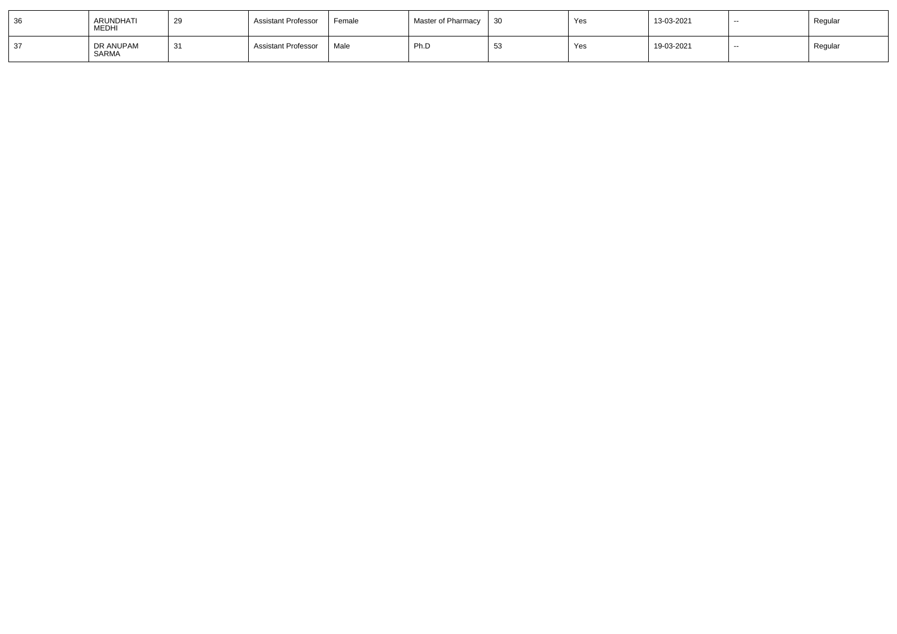| | | | | | | | | | | |
|---|---|---|---|---|---|---|---|---|---|---|
| 36 | ARUNDHATI MEDHI | 29 | Assistant Professor | Female | Master of Pharmacy | 30 | Yes | 13-03-2021 | -- | Regular |
| 37 | DR ANUPAM SARMA | 31 | Assistant Professor | Male | Ph.D | 53 | Yes | 19-03-2021 | -- | Regular |